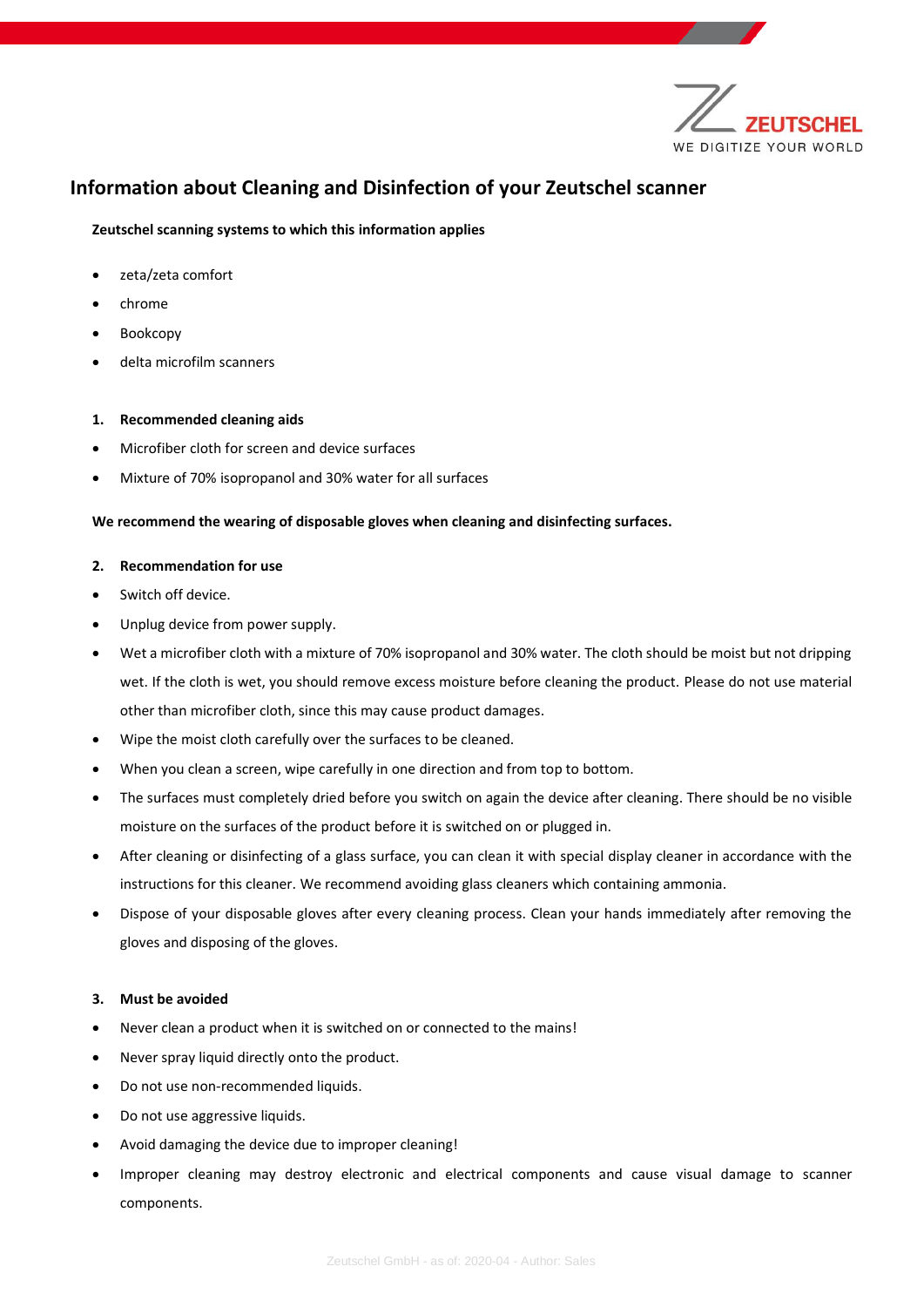# Information about Cleaning and Disinfection of your Zeutschel scanner

**Zeutschel scanning systems to which this information applies**

- zeta/zeta comfort
- chrome
- Bookcopy
- delta microfilm scanners

## 1. Recommended cleaning aids

- Microfiber cloth for screen and device surfaces
- Mixture of 70% isopropanol and 30% water for all surfaces

**We recommend the wearing of disposable gloves when cleaning and disinfecting surfaces.**

## 2. Recommendation for use

- Switch off device.
- Unplug device from power supply.
- Wet a microfiber cloth with a mixture of 70% isopropanol and 30% water. The cloth should be moist but not dripping wet. If the cloth is wet, you should remove excess moisture before cleaning the product. Please do not use material other than microfiber cloth, since this may cause product damages.
- Wipe the moist cloth carefully over the surfaces to be cleaned.
- When you clean a screen, wipe carefully in one direction and from top to bottom.
- The surfaces must completely dried before you switch on again the device after cleaning. There should be no visible moisture on the surfaces of the product before it is switched on or plugged in.
- After cleaning or disinfecting of a glass surface, you can clean it with special display cleaner in accordance with the instructions for this cleaner. We recommend avoiding glass cleaners which containing ammonia.
- Dispose of your disposable gloves after every cleaning process. Clean your hands immediately after removing the gloves and disposing of the gloves.

## 3. Must be avoided

- Never clean a product when it is switched on or connected to the mains!
- Never spray liquid directly onto the product.
- Do not use non-recommended liquids.
- Do not use aggressive liquids.
- Avoid damaging the device due to improper cleaning!
- Improper cleaning may destroy electronic and electrical components and cause visual damage to scanner components.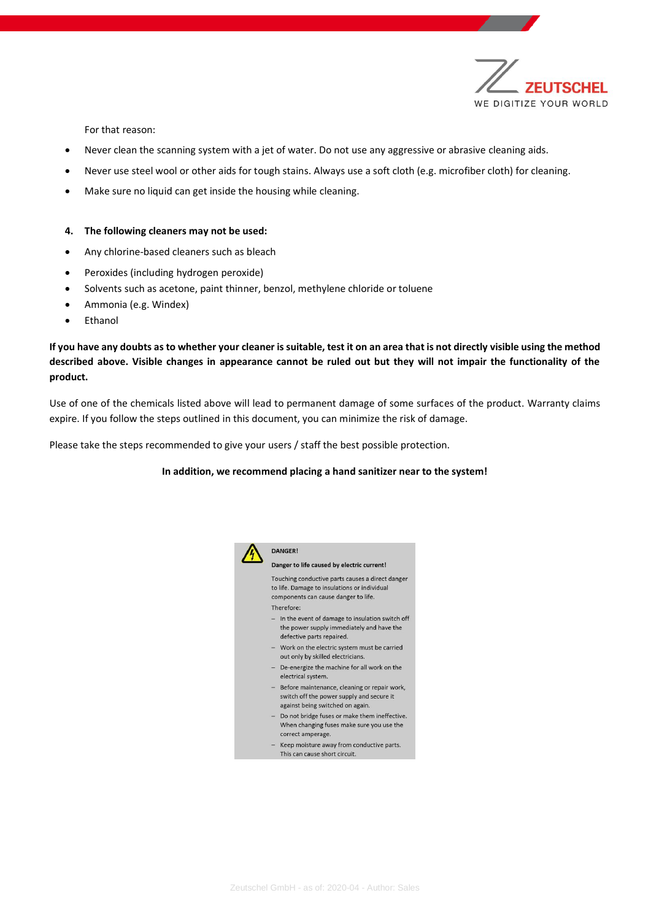For that reason:

- Never clean the scanning system with a jet of water. Do not use any aggressive or abrasive cleaning aids.
- Never use steel wool or other aids for tough stains. Always use a soft cloth (e.g. microfiber cloth) for cleaning.
- Make sure no liquid can get inside the housing while cleaning.

4. **The following cleaners may not be used:**

- Any chlorine-based cleaners such as bleach
- Peroxides (including hydrogen peroxide)
- Solvents such as acetone, paint thinner, benzol, methylene chloride or toluene
- Ammonia (e.g. Windex)
- Ethanol

**If you have any doubts as to whether your cleaner is suitable, test it on an area that is not directly visible using the method described above. Visible changes in appearance cannot be ruled out but they will not impair the functionality of the product.**

Use of one of the chemicals listed above will lead to permanent damage of some surfaces of the product. Warranty claims expire. If you follow the steps outlined in this document, you can minimize the risk of damage.

Please take the steps recommended to give your users / staff the best possible protection.

**In addition, we recommend placing a hand sanitizer near to the system!**

**DANGER!**

**Danger to life caused by electric current!**

Touching conductive parts causes a direct danger to life. Damage to insulations or individual components can cause danger to life.

Therefore:

- In the event of damage to insulation switch off the power supply immediately and have the defective parts repaired.
- Work on the electric system must be carried out only by skilled electricians.
- De-energize the machine for all work on the electrical system.
- Before maintenance, cleaning or repair work, switch off the power supply and secure it against being switched on again.
- Do not bridge fuses or make them ineffective. When changing fuses make sure you use the correct amperage.
- Keep moisture away from conductive parts. This can cause short circuit.